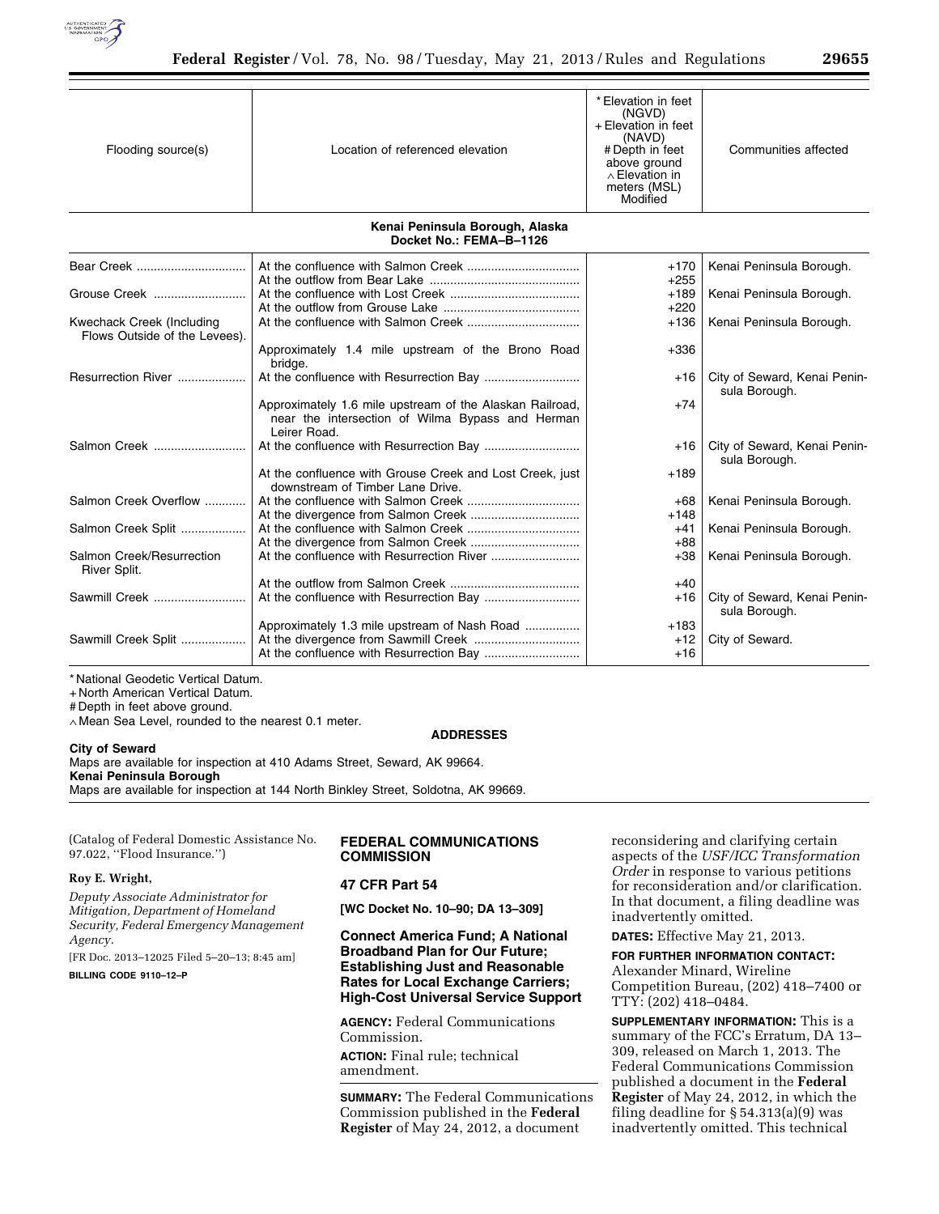| Flooding source(s) | Location of referenced elevation | * Elevation in feet (NGVD) + Elevation in feet (NAVD) # Depth in feet above ground ∧ Elevation in meters (MSL) Modified | Communities affected |
|---|---|---|---|
| **Kenai Peninsula Borough, Alaska Docket No.: FEMA–B–1126** | | | |
| Bear Creek | At the confluence with Salmon Creek | +170 | Kenai Peninsula Borough. |
| | At the outflow from Bear Lake | +255 | |
| Grouse Creek | At the confluence with Lost Creek | +189 | Kenai Peninsula Borough. |
| | At the outflow from Grouse Lake | +220 | |
| Kwechack Creek (Including Flows Outside of the Levees). | At the confluence with Salmon Creek | +136 | Kenai Peninsula Borough. |
| | Approximately 1.4 mile upstream of the Brono Road bridge. | +336 | |
| Resurrection River | At the confluence with Resurrection Bay | +16 | City of Seward, Kenai Peninsula Borough. |
| | Approximately 1.6 mile upstream of the Alaskan Railroad, near the intersection of Wilma Bypass and Herman Leirer Road. | +74 | |
| Salmon Creek | At the confluence with Resurrection Bay | +16 | City of Seward, Kenai Peninsula Borough. |
| | At the confluence with Grouse Creek and Lost Creek, just downstream of Timber Lane Drive. | +189 | |
| Salmon Creek Overflow | At the confluence with Salmon Creek | +68 | Kenai Peninsula Borough. |
| | At the divergence from Salmon Creek | +148 | |
| Salmon Creek Split | At the confluence with Salmon Creek | +41 | Kenai Peninsula Borough. |
| | At the divergence from Salmon Creek | +88 | |
| Salmon Creek/Resurrection River Split. | At the confluence with Resurrection River | +38 | Kenai Peninsula Borough. |
| | At the outflow from Salmon Creek | +40 | |
| Sawmill Creek | At the confluence with Resurrection Bay | +16 | City of Seward, Kenai Peninsula Borough. |
| | Approximately 1.3 mile upstream of Nash Road | +183 | |
| Sawmill Creek Split | At the divergence from Sawmill Creek | +12 | City of Seward. |
| | At the confluence with Resurrection Bay | +16 | |

\* National Geodetic Vertical Datum.
+ North American Vertical Datum.
# Depth in feet above ground.
∧ Mean Sea Level, rounded to the nearest 0.1 meter.

**ADDRESSES**

**City of Seward**
Maps are available for inspection at 410 Adams Street, Seward, AK 99664.
**Kenai Peninsula Borough**
Maps are available for inspection at 144 North Binkley Street, Soldotna, AK 99669.

(Catalog of Federal Domestic Assistance No. 97.022, ''Flood Insurance.'')

**Roy E. Wright,**

*Deputy Associate Administrator for Mitigation, Department of Homeland Security, Federal Emergency Management Agency.*

[FR Doc. 2013–12025 Filed 5–20–13; 8:45 am]

**BILLING CODE 9110–12–P**

## FEDERAL COMMUNICATIONS COMMISSION

### 47 CFR Part 54

**[WC Docket No. 10–90; DA 13–309]**

### Connect America Fund; A National Broadband Plan for Our Future; Establishing Just and Reasonable Rates for Local Exchange Carriers; High-Cost Universal Service Support

**AGENCY:** Federal Communications Commission.

**ACTION:** Final rule; technical amendment.

**SUMMARY:** The Federal Communications Commission published in the **Federal Register** of May 24, 2012, a document reconsidering and clarifying certain aspects of the *USF/ICC Transformation Order* in response to various petitions for reconsideration and/or clarification. In that document, a filing deadline was inadvertently omitted.

**DATES:** Effective May 21, 2013.

**FOR FURTHER INFORMATION CONTACT:** Alexander Minard, Wireline Competition Bureau, (202) 418–7400 or TTY: (202) 418–0484.

**SUPPLEMENTARY INFORMATION:** This is a summary of the FCC's Erratum, DA 13–309, released on March 1, 2013. The Federal Communications Commission published a document in the **Federal Register** of May 24, 2012, in which the filing deadline for § 54.313(a)(9) was inadvertently omitted. This technical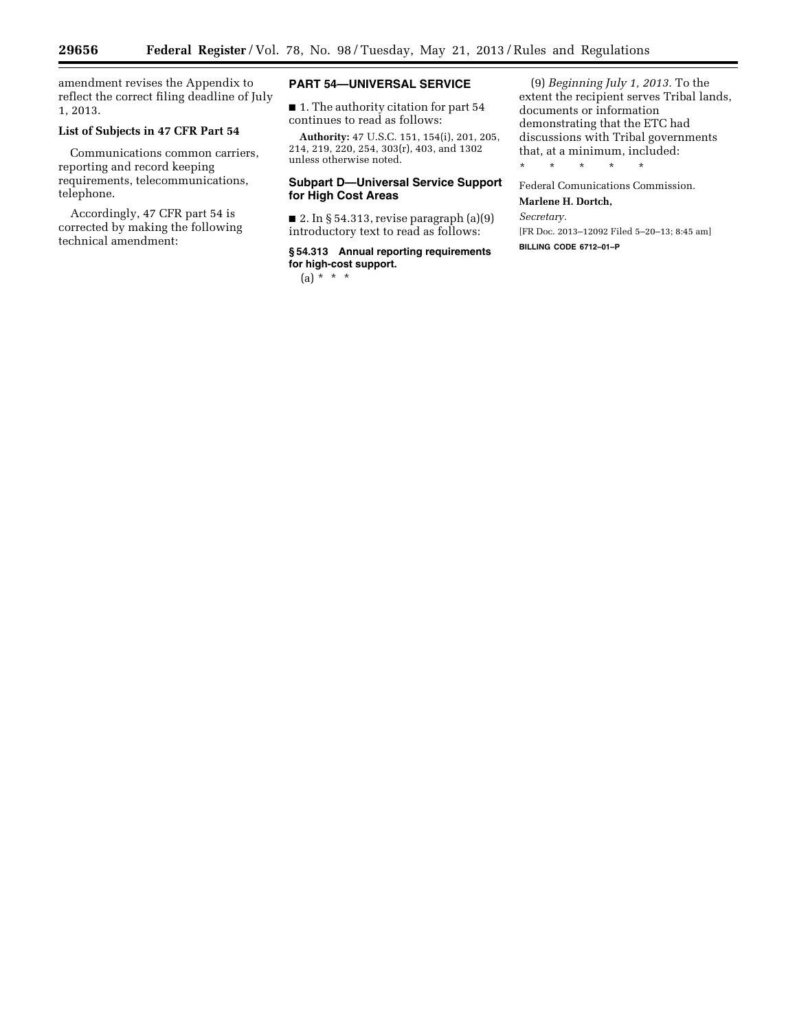amendment revises the Appendix to reflect the correct filing deadline of July 1, 2013.

**List of Subjects in 47 CFR Part 54**

Communications common carriers, reporting and record keeping requirements, telecommunications, telephone.

Accordingly, 47 CFR part 54 is corrected by making the following technical amendment:

## PART 54—UNIVERSAL SERVICE

■ 1. The authority citation for part 54 continues to read as follows:

**Authority:** 47 U.S.C. 151, 154(i), 201, 205, 214, 219, 220, 254, 303(r), 403, and 1302 unless otherwise noted.

### Subpart D—Universal Service Support for High Cost Areas

■ 2. In § 54.313, revise paragraph (a)(9) introductory text to read as follows:

**§ 54.313 Annual reporting requirements for high-cost support.**

(a) * * *

(9) *Beginning July 1, 2013.* To the extent the recipient serves Tribal lands, documents or information demonstrating that the ETC had discussions with Tribal governments that, at a minimum, included:

\* \* \* \* \*

Federal Comunications Commission.

**Marlene H. Dortch,**

*Secretary.*

[FR Doc. 2013–12092 Filed 5–20–13; 8:45 am]

**BILLING CODE 6712–01–P**